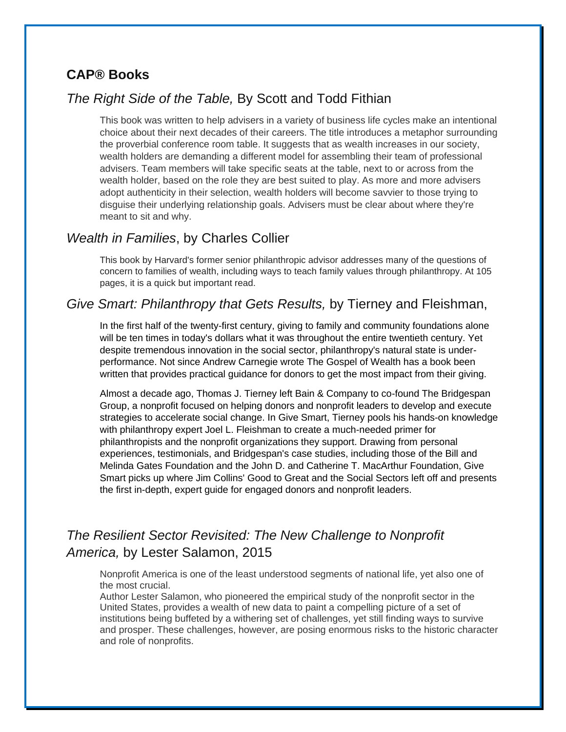## CAP® Books

### *The Right Side of the Table,* By Scott and Todd Fithian

This book was written to help advisers in a variety of business life cycles make an intentional choice about their next decades of their careers. The title introduces a metaphor surrounding the proverbial conference room table. It suggests that as wealth increases in our society, wealth holders are demanding a different model for assembling their team of professional advisers. Team members will take specific seats at the table, next to or across from the wealth holder, based on the role they are best suited to play. As more and more advisers adopt authenticity in their selection, wealth holders will become savvier to those trying to disguise their underlying relationship goals. Advisers must be clear about where they're meant to sit and why.

### *Wealth in Families*, by Charles Collier

This book by Harvard's former senior philanthropic advisor addresses many of the questions of concern to families of wealth, including ways to teach family values through philanthropy. At 105 pages, it is a quick but important read.

### *Give Smart: Philanthropy that Gets Results,* by Tierney and Fleishman,

In the first half of the twenty-first century, giving to family and community foundations alone will be ten times in today's dollars what it was throughout the entire twentieth century. Yet despite tremendous innovation in the social sector, philanthropy's natural state is under-performance. Not since Andrew Carnegie wrote The Gospel of Wealth has a book been written that provides practical guidance for donors to get the most impact from their giving.

Almost a decade ago, Thomas J. Tierney left Bain & Company to co-found The Bridgespan Group, a nonprofit focused on helping donors and nonprofit leaders to develop and execute strategies to accelerate social change. In Give Smart, Tierney pools his hands-on knowledge with philanthropy expert Joel L. Fleishman to create a much-needed primer for philanthropists and the nonprofit organizations they support. Drawing from personal experiences, testimonials, and Bridgespan's case studies, including those of the Bill and Melinda Gates Foundation and the John D. and Catherine T. MacArthur Foundation, Give Smart picks up where Jim Collins' Good to Great and the Social Sectors left off and presents the first in-depth, expert guide for engaged donors and nonprofit leaders.

### *The Resilient Sector Revisited: The New Challenge to Nonprofit America,* by Lester Salamon, 2015

Nonprofit America is one of the least understood segments of national life, yet also one of the most crucial.
Author Lester Salamon, who pioneered the empirical study of the nonprofit sector in the United States, provides a wealth of new data to paint a compelling picture of a set of institutions being buffeted by a withering set of challenges, yet still finding ways to survive and prosper. These challenges, however, are posing enormous risks to the historic character and role of nonprofits.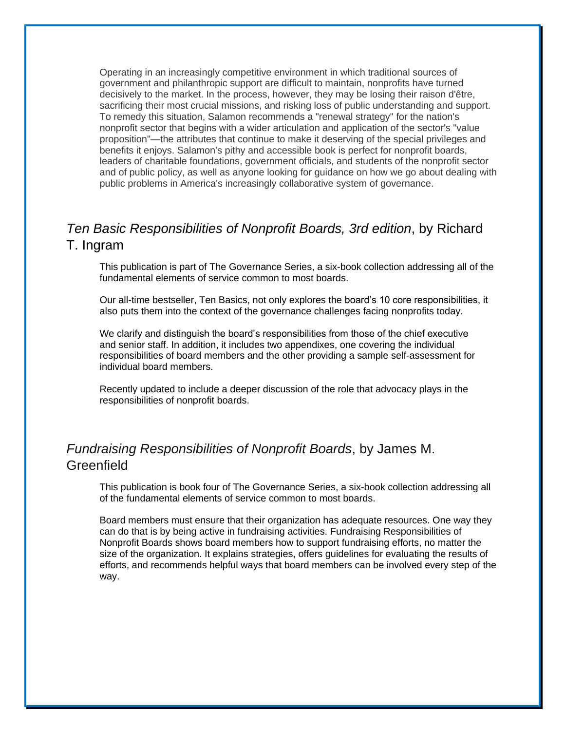Operating in an increasingly competitive environment in which traditional sources of government and philanthropic support are difficult to maintain, nonprofits have turned decisively to the market. In the process, however, they may be losing their raison d'être, sacrificing their most crucial missions, and risking loss of public understanding and support. To remedy this situation, Salamon recommends a "renewal strategy" for the nation's nonprofit sector that begins with a wider articulation and application of the sector's "value proposition"—the attributes that continue to make it deserving of the special privileges and benefits it enjoys. Salamon's pithy and accessible book is perfect for nonprofit boards, leaders of charitable foundations, government officials, and students of the nonprofit sector and of public policy, as well as anyone looking for guidance on how we go about dealing with public problems in America's increasingly collaborative system of governance.

## *Ten Basic Responsibilities of Nonprofit Boards, 3rd edition*, by Richard T. Ingram

This publication is part of The Governance Series, a six-book collection addressing all of the fundamental elements of service common to most boards.

Our all-time bestseller, Ten Basics, not only explores the board's 10 core responsibilities, it also puts them into the context of the governance challenges facing nonprofits today.

We clarify and distinguish the board's responsibilities from those of the chief executive and senior staff. In addition, it includes two appendixes, one covering the individual responsibilities of board members and the other providing a sample self-assessment for individual board members.

Recently updated to include a deeper discussion of the role that advocacy plays in the responsibilities of nonprofit boards.

## *Fundraising Responsibilities of Nonprofit Boards*, by James M. Greenfield

This publication is book four of The Governance Series, a six-book collection addressing all of the fundamental elements of service common to most boards.

Board members must ensure that their organization has adequate resources. One way they can do that is by being active in fundraising activities. Fundraising Responsibilities of Nonprofit Boards shows board members how to support fundraising efforts, no matter the size of the organization. It explains strategies, offers guidelines for evaluating the results of efforts, and recommends helpful ways that board members can be involved every step of the way.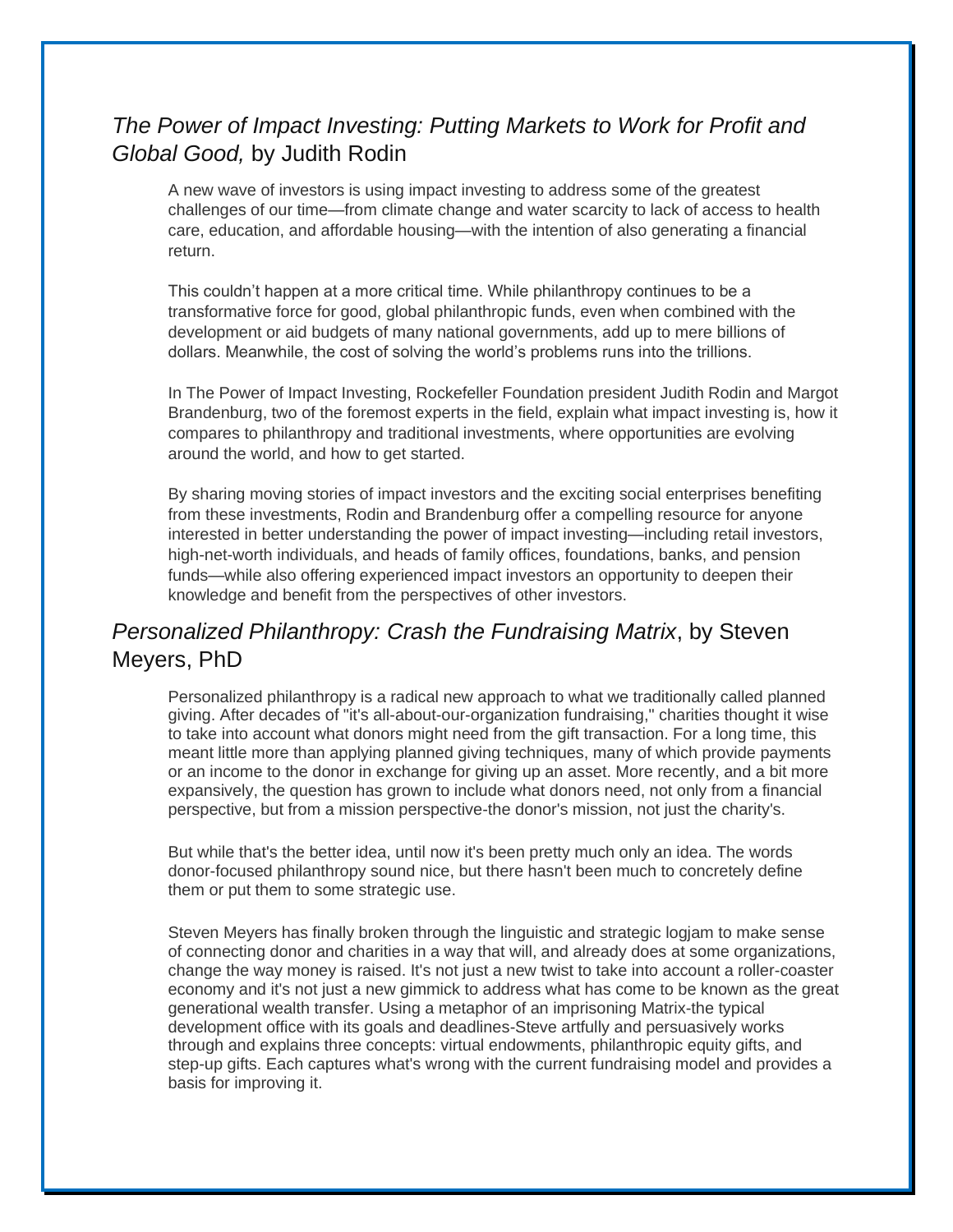## *The Power of Impact Investing: Putting Markets to Work for Profit and Global Good,* by Judith Rodin

A new wave of investors is using impact investing to address some of the greatest challenges of our time—from climate change and water scarcity to lack of access to health care, education, and affordable housing—with the intention of also generating a financial return.

This couldn't happen at a more critical time. While philanthropy continues to be a transformative force for good, global philanthropic funds, even when combined with the development or aid budgets of many national governments, add up to mere billions of dollars. Meanwhile, the cost of solving the world's problems runs into the trillions.

In The Power of Impact Investing, Rockefeller Foundation president Judith Rodin and Margot Brandenburg, two of the foremost experts in the field, explain what impact investing is, how it compares to philanthropy and traditional investments, where opportunities are evolving around the world, and how to get started.

By sharing moving stories of impact investors and the exciting social enterprises benefiting from these investments, Rodin and Brandenburg offer a compelling resource for anyone interested in better understanding the power of impact investing—including retail investors, high-net-worth individuals, and heads of family offices, foundations, banks, and pension funds—while also offering experienced impact investors an opportunity to deepen their knowledge and benefit from the perspectives of other investors.

## *Personalized Philanthropy: Crash the Fundraising Matrix*, by Steven Meyers, PhD

Personalized philanthropy is a radical new approach to what we traditionally called planned giving. After decades of "it's all-about-our-organization fundraising," charities thought it wise to take into account what donors might need from the gift transaction. For a long time, this meant little more than applying planned giving techniques, many of which provide payments or an income to the donor in exchange for giving up an asset. More recently, and a bit more expansively, the question has grown to include what donors need, not only from a financial perspective, but from a mission perspective-the donor's mission, not just the charity's.

But while that's the better idea, until now it's been pretty much only an idea. The words donor-focused philanthropy sound nice, but there hasn't been much to concretely define them or put them to some strategic use.

Steven Meyers has finally broken through the linguistic and strategic logjam to make sense of connecting donor and charities in a way that will, and already does at some organizations, change the way money is raised. It's not just a new twist to take into account a roller-coaster economy and it's not just a new gimmick to address what has come to be known as the great generational wealth transfer. Using a metaphor of an imprisoning Matrix-the typical development office with its goals and deadlines-Steve artfully and persuasively works through and explains three concepts: virtual endowments, philanthropic equity gifts, and step-up gifts. Each captures what's wrong with the current fundraising model and provides a basis for improving it.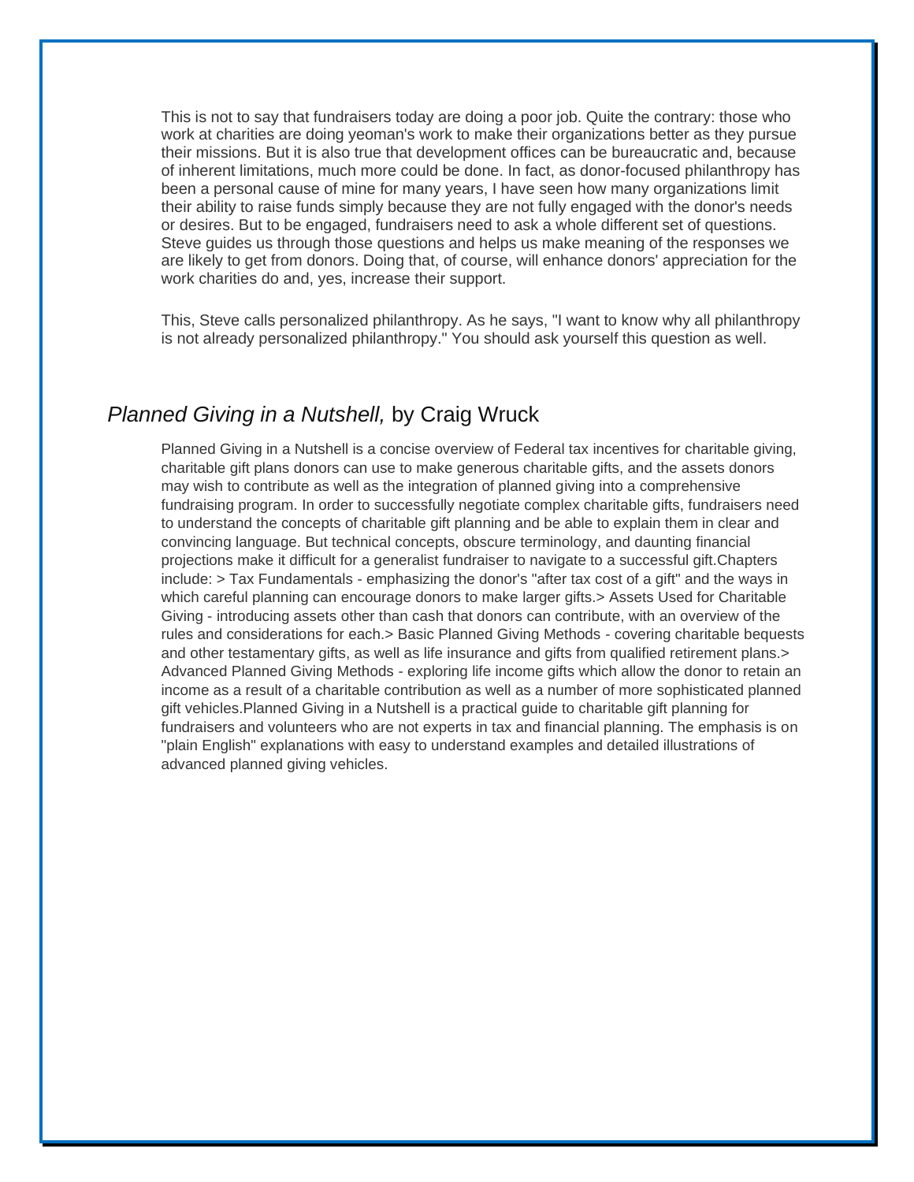This is not to say that fundraisers today are doing a poor job. Quite the contrary: those who work at charities are doing yeoman's work to make their organizations better as they pursue their missions. But it is also true that development offices can be bureaucratic and, because of inherent limitations, much more could be done. In fact, as donor-focused philanthropy has been a personal cause of mine for many years, I have seen how many organizations limit their ability to raise funds simply because they are not fully engaged with the donor's needs or desires. But to be engaged, fundraisers need to ask a whole different set of questions. Steve guides us through those questions and helps us make meaning of the responses we are likely to get from donors. Doing that, of course, will enhance donors' appreciation for the work charities do and, yes, increase their support.

This, Steve calls personalized philanthropy. As he says, "I want to know why all philanthropy is not already personalized philanthropy." You should ask yourself this question as well.

## *Planned Giving in a Nutshell,* by Craig Wruck

Planned Giving in a Nutshell is a concise overview of Federal tax incentives for charitable giving, charitable gift plans donors can use to make generous charitable gifts, and the assets donors may wish to contribute as well as the integration of planned giving into a comprehensive fundraising program. In order to successfully negotiate complex charitable gifts, fundraisers need to understand the concepts of charitable gift planning and be able to explain them in clear and convincing language. But technical concepts, obscure terminology, and daunting financial projections make it difficult for a generalist fundraiser to navigate to a successful gift.Chapters include: > Tax Fundamentals - emphasizing the donor's "after tax cost of a gift" and the ways in which careful planning can encourage donors to make larger gifts.> Assets Used for Charitable Giving - introducing assets other than cash that donors can contribute, with an overview of the rules and considerations for each.> Basic Planned Giving Methods - covering charitable bequests and other testamentary gifts, as well as life insurance and gifts from qualified retirement plans.> Advanced Planned Giving Methods - exploring life income gifts which allow the donor to retain an income as a result of a charitable contribution as well as a number of more sophisticated planned gift vehicles.Planned Giving in a Nutshell is a practical guide to charitable gift planning for fundraisers and volunteers who are not experts in tax and financial planning. The emphasis is on "plain English" explanations with easy to understand examples and detailed illustrations of advanced planned giving vehicles.